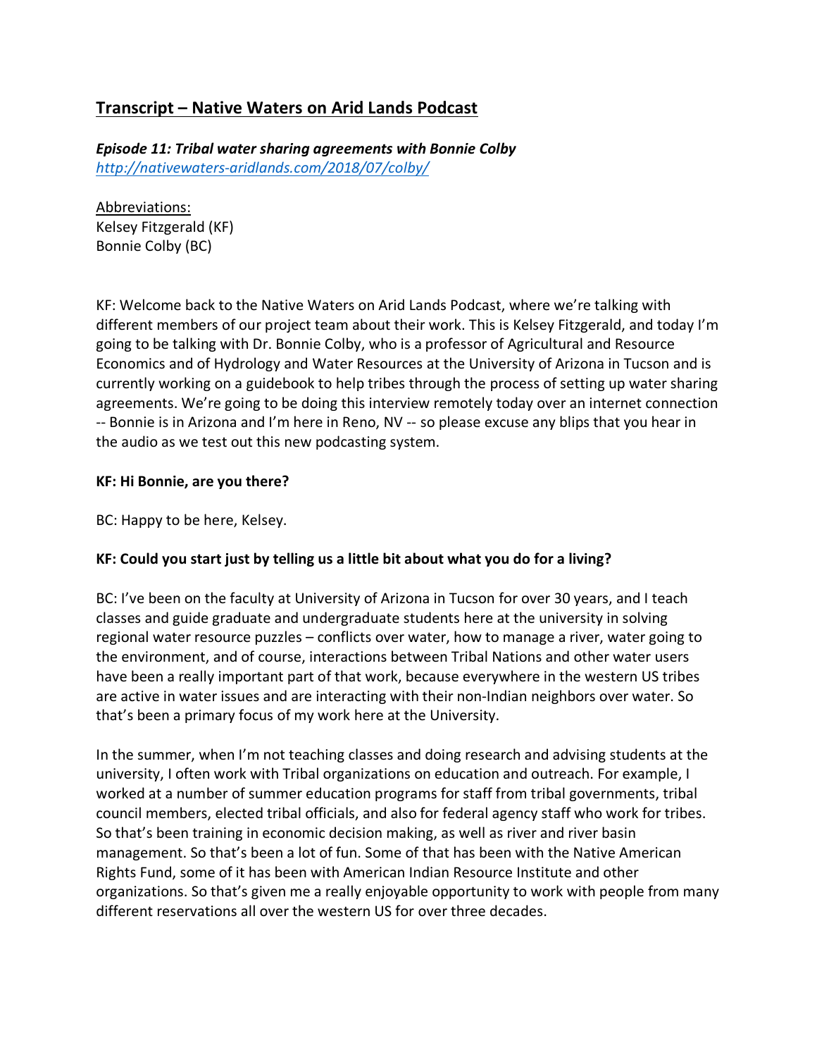## Transcript – Native Waters on Arid Lands Podcast

***Episode 11: Tribal water sharing agreements with Bonnie Colby***
*http://nativewaters-aridlands.com/2018/07/colby/*

Abbreviations:
Kelsey Fitzgerald (KF)
Bonnie Colby (BC)

KF: Welcome back to the Native Waters on Arid Lands Podcast, where we're talking with different members of our project team about their work. This is Kelsey Fitzgerald, and today I'm going to be talking with Dr. Bonnie Colby, who is a professor of Agricultural and Resource Economics and of Hydrology and Water Resources at the University of Arizona in Tucson and is currently working on a guidebook to help tribes through the process of setting up water sharing agreements. We're going to be doing this interview remotely today over an internet connection -- Bonnie is in Arizona and I'm here in Reno, NV -- so please excuse any blips that you hear in the audio as we test out this new podcasting system.

**KF: Hi Bonnie, are you there?**

BC: Happy to be here, Kelsey.

**KF: Could you start just by telling us a little bit about what you do for a living?**

BC: I've been on the faculty at University of Arizona in Tucson for over 30 years, and I teach classes and guide graduate and undergraduate students here at the university in solving regional water resource puzzles – conflicts over water, how to manage a river, water going to the environment, and of course, interactions between Tribal Nations and other water users have been a really important part of that work, because everywhere in the western US tribes are active in water issues and are interacting with their non-Indian neighbors over water. So that's been a primary focus of my work here at the University.

In the summer, when I'm not teaching classes and doing research and advising students at the university, I often work with Tribal organizations on education and outreach. For example, I worked at a number of summer education programs for staff from tribal governments, tribal council members, elected tribal officials, and also for federal agency staff who work for tribes. So that's been training in economic decision making, as well as river and river basin management. So that's been a lot of fun. Some of that has been with the Native American Rights Fund, some of it has been with American Indian Resource Institute and other organizations. So that's given me a really enjoyable opportunity to work with people from many different reservations all over the western US for over three decades.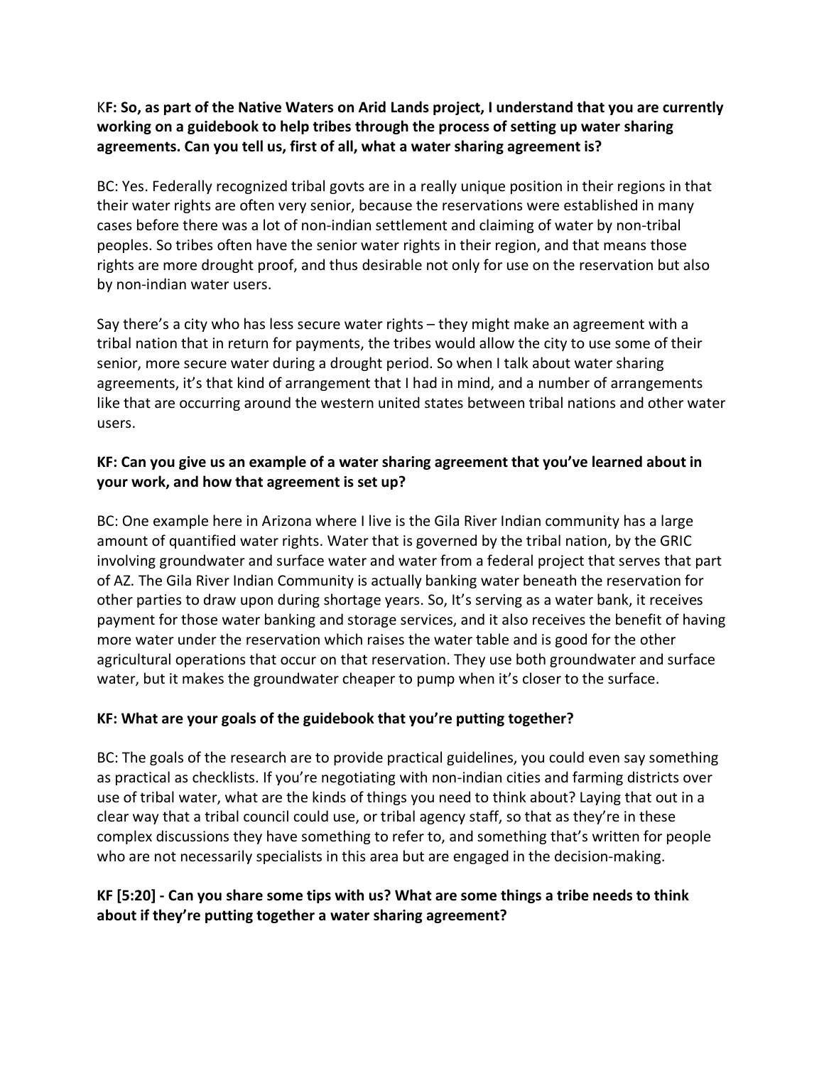**KF: So, as part of the Native Waters on Arid Lands project, I understand that you are currently working on a guidebook to help tribes through the process of setting up water sharing agreements. Can you tell us, first of all, what a water sharing agreement is?**

BC: Yes. Federally recognized tribal govts are in a really unique position in their regions in that their water rights are often very senior, because the reservations were established in many cases before there was a lot of non-indian settlement and claiming of water by non-tribal peoples. So tribes often have the senior water rights in their region, and that means those rights are more drought proof, and thus desirable not only for use on the reservation but also by non-indian water users.

Say there's a city who has less secure water rights – they might make an agreement with a tribal nation that in return for payments, the tribes would allow the city to use some of their senior, more secure water during a drought period. So when I talk about water sharing agreements, it's that kind of arrangement that I had in mind, and a number of arrangements like that are occurring around the western united states between tribal nations and other water users.

**KF: Can you give us an example of a water sharing agreement that you've learned about in your work, and how that agreement is set up?**

BC: One example here in Arizona where I live is the Gila River Indian community has a large amount of quantified water rights. Water that is governed by the tribal nation, by the GRIC involving groundwater and surface water and water from a federal project that serves that part of AZ. The Gila River Indian Community is actually banking water beneath the reservation for other parties to draw upon during shortage years. So, It's serving as a water bank, it receives payment for those water banking and storage services, and it also receives the benefit of having more water under the reservation which raises the water table and is good for the other agricultural operations that occur on that reservation. They use both groundwater and surface water, but it makes the groundwater cheaper to pump when it's closer to the surface.

**KF: What are your goals of the guidebook that you're putting together?**

BC: The goals of the research are to provide practical guidelines, you could even say something as practical as checklists. If you're negotiating with non-indian cities and farming districts over use of tribal water, what are the kinds of things you need to think about? Laying that out in a clear way that a tribal council could use, or tribal agency staff, so that as they're in these complex discussions they have something to refer to, and something that's written for people who are not necessarily specialists in this area but are engaged in the decision-making.

**KF [5:20] - Can you share some tips with us? What are some things a tribe needs to think about if they're putting together a water sharing agreement?**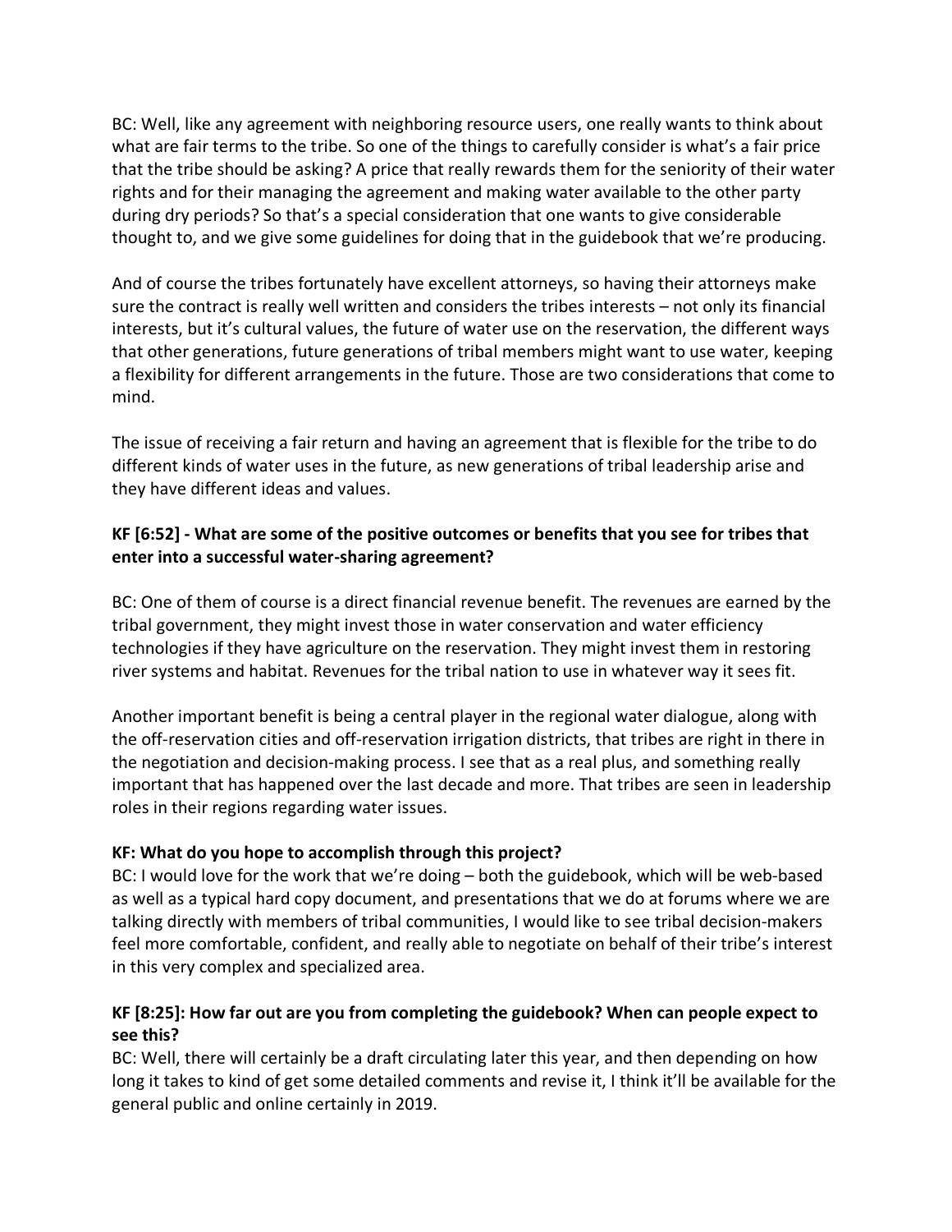BC: Well, like any agreement with neighboring resource users, one really wants to think about what are fair terms to the tribe. So one of the things to carefully consider is what's a fair price that the tribe should be asking? A price that really rewards them for the seniority of their water rights and for their managing the agreement and making water available to the other party during dry periods? So that's a special consideration that one wants to give considerable thought to, and we give some guidelines for doing that in the guidebook that we're producing.

And of course the tribes fortunately have excellent attorneys, so having their attorneys make sure the contract is really well written and considers the tribes interests – not only its financial interests, but it's cultural values, the future of water use on the reservation, the different ways that other generations, future generations of tribal members might want to use water, keeping a flexibility for different arrangements in the future. Those are two considerations that come to mind.

The issue of receiving a fair return and having an agreement that is flexible for the tribe to do different kinds of water uses in the future, as new generations of tribal leadership arise and they have different ideas and values.

**KF [6:52] - What are some of the positive outcomes or benefits that you see for tribes that enter into a successful water-sharing agreement?**

BC: One of them of course is a direct financial revenue benefit. The revenues are earned by the tribal government, they might invest those in water conservation and water efficiency technologies if they have agriculture on the reservation. They might invest them in restoring river systems and habitat. Revenues for the tribal nation to use in whatever way it sees fit.

Another important benefit is being a central player in the regional water dialogue, along with the off-reservation cities and off-reservation irrigation districts, that tribes are right in there in the negotiation and decision-making process. I see that as a real plus, and something really important that has happened over the last decade and more. That tribes are seen in leadership roles in their regions regarding water issues.

**KF: What do you hope to accomplish through this project?**

BC: I would love for the work that we're doing – both the guidebook, which will be web-based as well as a typical hard copy document, and presentations that we do at forums where we are talking directly with members of tribal communities, I would like to see tribal decision-makers feel more comfortable, confident, and really able to negotiate on behalf of their tribe's interest in this very complex and specialized area.

**KF [8:25]: How far out are you from completing the guidebook? When can people expect to see this?**

BC: Well, there will certainly be a draft circulating later this year, and then depending on how long it takes to kind of get some detailed comments and revise it, I think it'll be available for the general public and online certainly in 2019.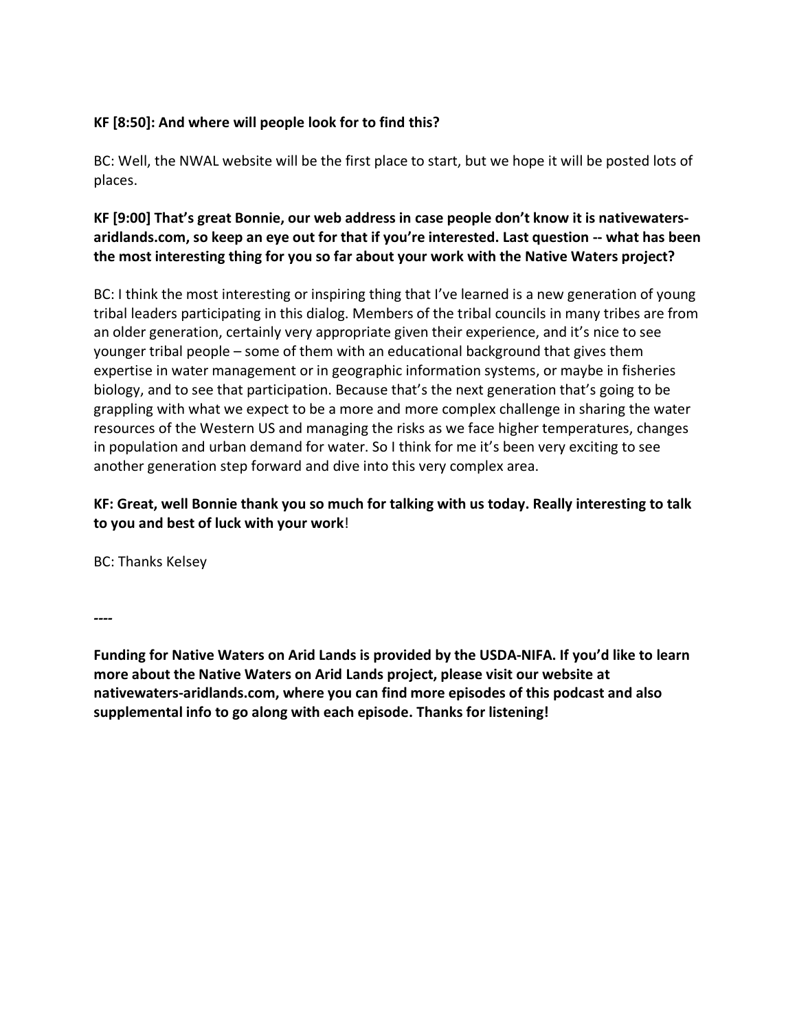**KF [8:50]: And where will people look for to find this?**

BC: Well, the NWAL website will be the first place to start, but we hope it will be posted lots of places.

**KF [9:00] That's great Bonnie, our web address in case people don't know it is nativewaters-aridlands.com, so keep an eye out for that if you're interested. Last question -- what has been the most interesting thing for you so far about your work with the Native Waters project?**

BC: I think the most interesting or inspiring thing that I've learned is a new generation of young tribal leaders participating in this dialog. Members of the tribal councils in many tribes are from an older generation, certainly very appropriate given their experience, and it's nice to see younger tribal people – some of them with an educational background that gives them expertise in water management or in geographic information systems, or maybe in fisheries biology, and to see that participation. Because that's the next generation that's going to be grappling with what we expect to be a more and more complex challenge in sharing the water resources of the Western US and managing the risks as we face higher temperatures, changes in population and urban demand for water. So I think for me it's been very exciting to see another generation step forward and dive into this very complex area.

**KF: Great, well Bonnie thank you so much for talking with us today. Really interesting to talk to you and best of luck with your work**!

BC: Thanks Kelsey

----

**Funding for Native Waters on Arid Lands is provided by the USDA-NIFA. If you'd like to learn more about the Native Waters on Arid Lands project, please visit our website at nativewaters-aridlands.com, where you can find more episodes of this podcast and also supplemental info to go along with each episode. Thanks for listening!**